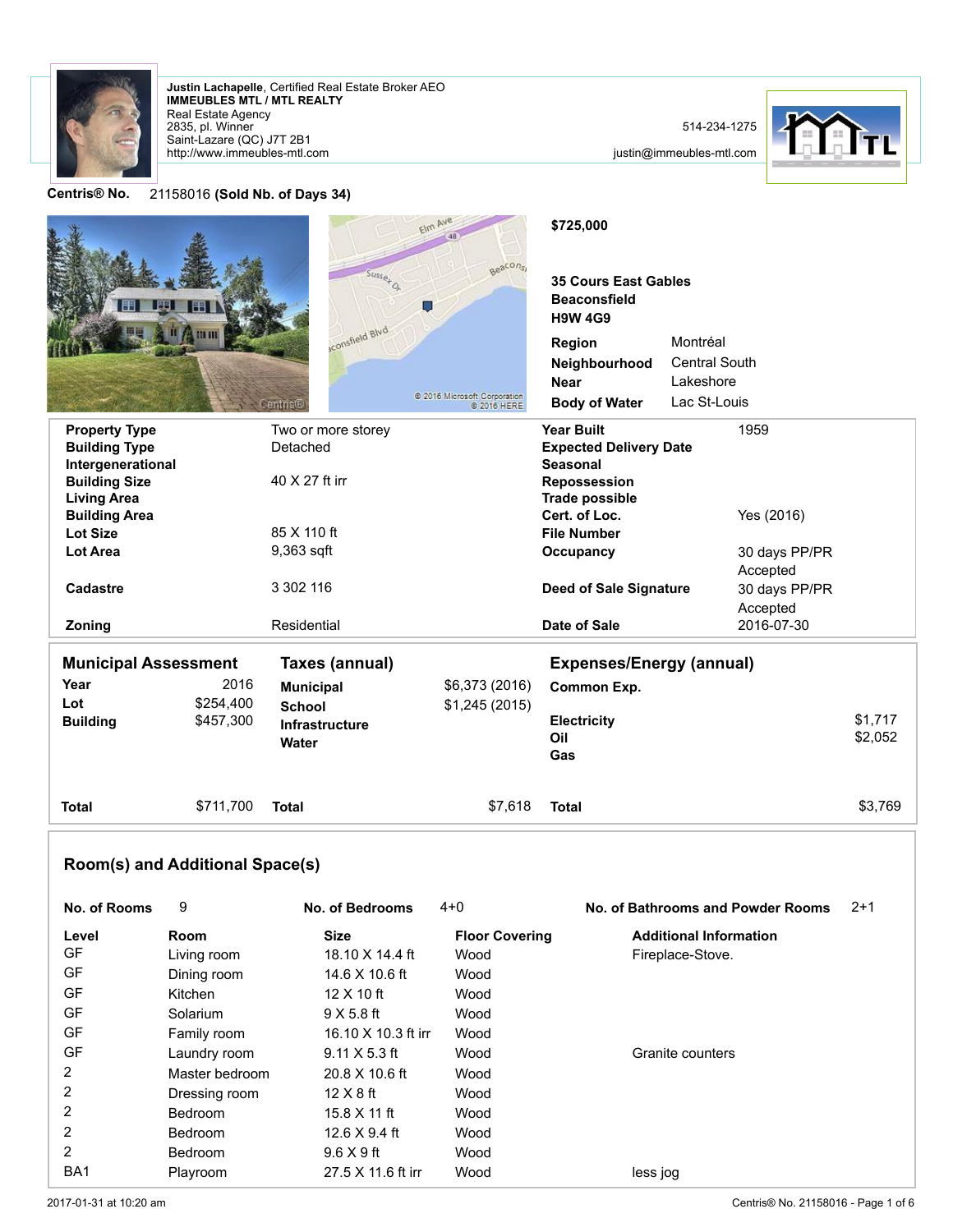**Justin Lachapelle**, Certified Real Estate Broker AEO
**IMMEUBLES MTL / MTL REALTY**
Real Estate Agency
2835, pl. Winner
Saint-Lazare (QC) J7T 2B1
http://www.immeubles-mtl.com

514-234-1275
justin@immeubles-mtl.com

**Centris® No.** 21158016 **(Sold Nb. of Days 34)**

**$725,000**

**35 Cours East Gables**
**Beaconsfield**
**H9W 4G9**

| | |
|---|---|
| **Region** | Montréal |
| **Neighbourhood** | Central South |
| **Near** | Lakeshore |
| **Body of Water** | Lac St-Louis |

| | | | |
|---|---|---|---|
| **Property Type** | Two or more storey | **Year Built** | 1959 |
| **Building Type** | Detached | **Expected Delivery Date** | |
| **Intergenerational** | | **Seasonal** | |
| **Building Size** | 40 X 27 ft irr | **Repossession** | |
| **Living Area** | | **Trade possible** | |
| **Building Area** | | **Cert. of Loc.** | Yes (2016) |
| **Lot Size** | 85 X 110 ft | **File Number** | |
| **Lot Area** | 9,363 sqft | **Occupancy** | 30 days PP/PR Accepted |
| **Cadastre** | 3 302 116 | **Deed of Sale Signature** | 30 days PP/PR Accepted |
| **Zoning** | Residential | **Date of Sale** | 2016-07-30 |

| Municipal Assessment | | Taxes (annual) | | Expenses/Energy (annual) | |
|---|---|---|---|---|---|
| **Year** | 2016 | **Municipal** | $6,373 (2016) | **Common Exp.** | |
| **Lot** | $254,400 | **School** | $1,245 (2015) | **Electricity** | $1,717 |
| **Building** | $457,300 | **Infrastructure** | | **Oil** | $2,052 |
| | | **Water** | | **Gas** | |
| **Total** | $711,700 | **Total** | $7,618 | **Total** | $3,769 |

## Room(s) and Additional Space(s)

**No. of Rooms** 9 **No. of Bedrooms** 4+0 **No. of Bathrooms and Powder Rooms** 2+1

| Level | Room | Size | Floor Covering | Additional Information |
|---|---|---|---|---|
| GF | Living room | 18.10 X 14.4 ft | Wood | Fireplace-Stove. |
| GF | Dining room | 14.6 X 10.6 ft | Wood | |
| GF | Kitchen | 12 X 10 ft | Wood | |
| GF | Solarium | 9 X 5.8 ft | Wood | |
| GF | Family room | 16.10 X 10.3 ft irr | Wood | |
| GF | Laundry room | 9.11 X 5.3 ft | Wood | Granite counters |
| 2 | Master bedroom | 20.8 X 10.6 ft | Wood | |
| 2 | Dressing room | 12 X 8 ft | Wood | |
| 2 | Bedroom | 15.8 X 11 ft | Wood | |
| 2 | Bedroom | 12.6 X 9.4 ft | Wood | |
| 2 | Bedroom | 9.6 X 9 ft | Wood | |
| BA1 | Playroom | 27.5 X 11.6 ft irr | Wood | less jog |

2017-01-31 at 10:20 am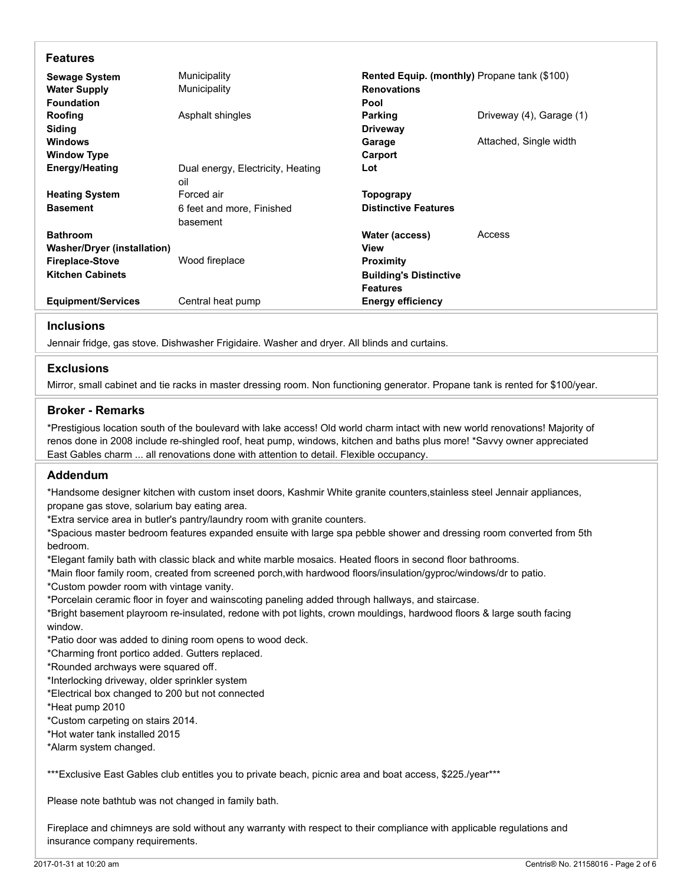## Features

| | | | |
|---|---|---|---|
| **Sewage System** | Municipality | **Rented Equip. (monthly)** | Propane tank ($100) |
| **Water Supply** | Municipality | **Renovations** | |
| **Foundation** | | **Pool** | |
| **Roofing** | Asphalt shingles | **Parking** | Driveway (4), Garage (1) |
| **Siding** | | **Driveway** | |
| **Windows** | | **Garage** | Attached, Single width |
| **Window Type** | | **Carport** | |
| **Energy/Heating** | Dual energy, Electricity, Heating oil | **Lot** | |
| **Heating System** | Forced air | **Topograpy** | |
| **Basement** | 6 feet and more, Finished basement | **Distinctive Features** | |
| **Bathroom** | | **Water (access)** | Access |
| **Washer/Dryer (installation)** | | **View** | |
| **Fireplace-Stove** | Wood fireplace | **Proximity** | |
| **Kitchen Cabinets** | | **Building's Distinctive Features** | |
| **Equipment/Services** | Central heat pump | **Energy efficiency** | |

## Inclusions

Jennair fridge, gas stove. Dishwasher Frigidaire. Washer and dryer. All blinds and curtains.

## Exclusions

Mirror, small cabinet and tie racks in master dressing room. Non functioning generator. Propane tank is rented for $100/year.

## Broker - Remarks

*Prestigious location south of the boulevard with lake access! Old world charm intact with new world renovations! Majority of renos done in 2008 include re-shingled roof, heat pump, windows, kitchen and baths plus more! *Savvy owner appreciated East Gables charm ... all renovations done with attention to detail. Flexible occupancy.

## Addendum

*Handsome designer kitchen with custom inset doors, Kashmir White granite counters,stainless steel Jennair appliances, propane gas stove, solarium bay eating area.
*Extra service area in butler's pantry/laundry room with granite counters.
*Spacious master bedroom features expanded ensuite with large spa pebble shower and dressing room converted from 5th bedroom.
*Elegant family bath with classic black and white marble mosaics. Heated floors in second floor bathrooms.
*Main floor family room, created from screened porch,with hardwood floors/insulation/gyproc/windows/dr to patio.
*Custom powder room with vintage vanity.
*Porcelain ceramic floor in foyer and wainscoting paneling added through hallways, and staircase.
*Bright basement playroom re-insulated, redone with pot lights, crown mouldings, hardwood floors & large south facing window.
*Patio door was added to dining room opens to wood deck.
*Charming front portico added. Gutters replaced.
*Rounded archways were squared off.
*Interlocking driveway, older sprinkler system
*Electrical box changed to 200 but not connected
*Heat pump 2010
*Custom carpeting on stairs 2014.
*Hot water tank installed 2015
*Alarm system changed.

***Exclusive East Gables club entitles you to private beach, picnic area and boat access, $225./year***

Please note bathtub was not changed in family bath.

Fireplace and chimneys are sold without any warranty with respect to their compliance with applicable regulations and insurance company requirements.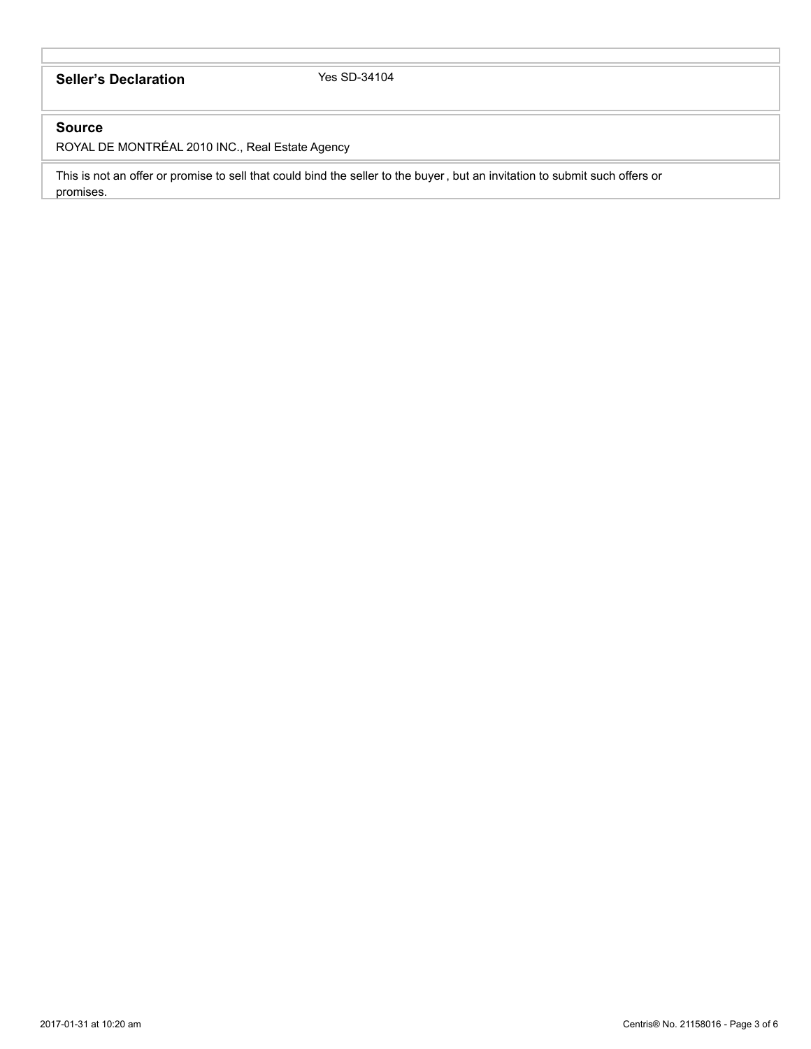| | |
|---|---|
| **Seller's Declaration** | Yes SD-34104 |

**Source**

ROYAL DE MONTRÉAL 2010 INC., Real Estate Agency

This is not an offer or promise to sell that could bind the seller to the buyer, but an invitation to submit such offers or promises.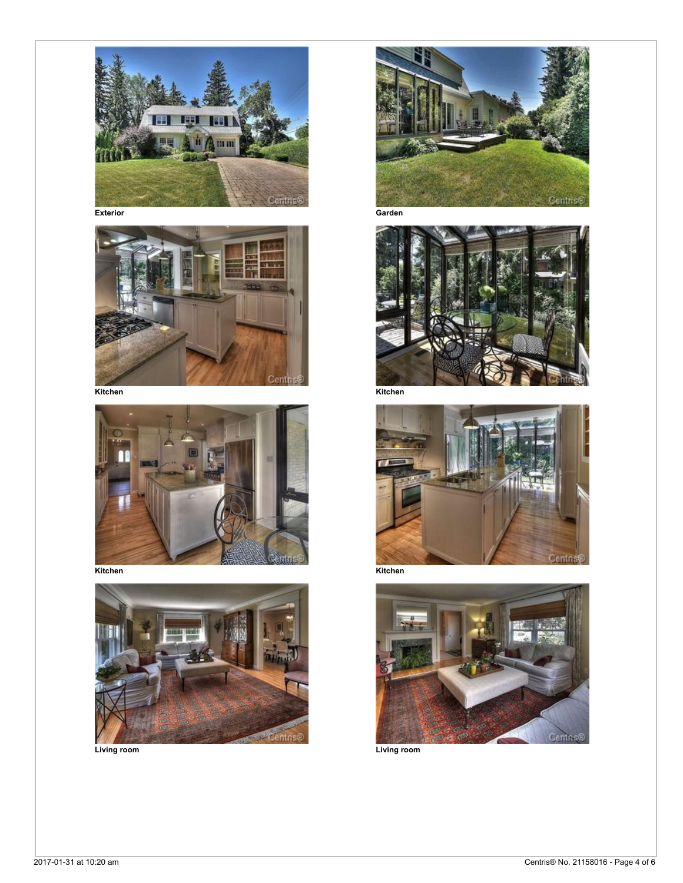Exterior

Garden

Kitchen

Kitchen

Kitchen

Kitchen

Living room

Living room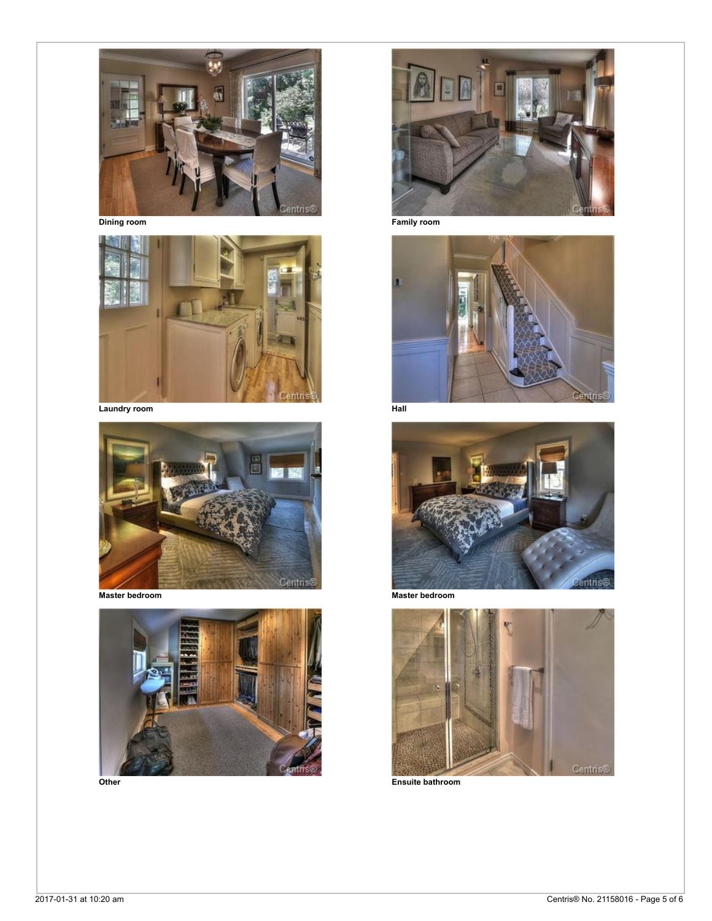Dining room

Family room

Laundry room

Hall

Master bedroom

Master bedroom

Other

Ensuite bathroom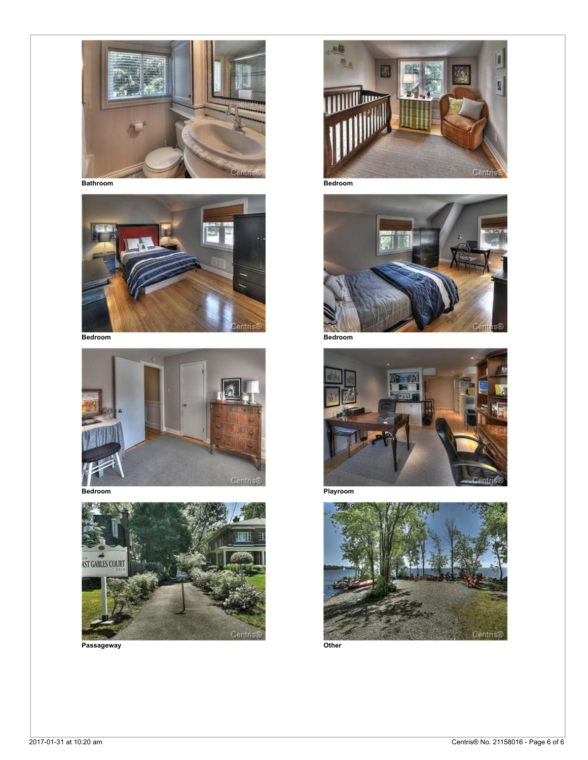Bathroom

Bedroom

Bedroom

Bedroom

Bedroom

Playroom

Passageway

Other